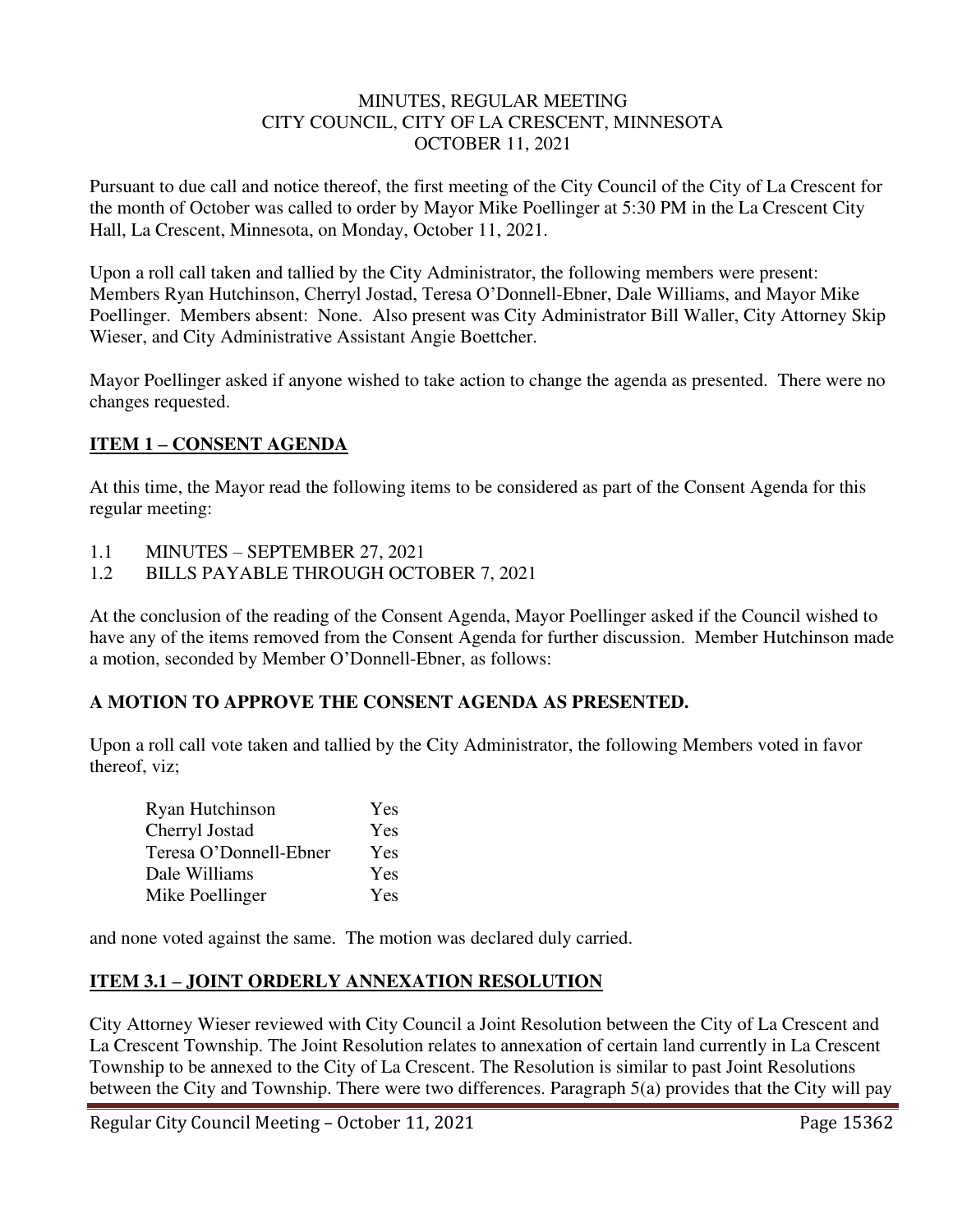MINUTES, REGULAR MEETING
CITY COUNCIL, CITY OF LA CRESCENT, MINNESOTA
OCTOBER 11, 2021

Pursuant to due call and notice thereof, the first meeting of the City Council of the City of La Crescent for the month of October was called to order by Mayor Mike Poellinger at 5:30 PM in the La Crescent City Hall, La Crescent, Minnesota, on Monday, October 11, 2021.

Upon a roll call taken and tallied by the City Administrator, the following members were present: Members Ryan Hutchinson, Cherryl Jostad, Teresa O'Donnell-Ebner, Dale Williams, and Mayor Mike Poellinger. Members absent: None. Also present was City Administrator Bill Waller, City Attorney Skip Wieser, and City Administrative Assistant Angie Boettcher.

Mayor Poellinger asked if anyone wished to take action to change the agenda as presented. There were no changes requested.

## ITEM 1 – CONSENT AGENDA

At this time, the Mayor read the following items to be considered as part of the Consent Agenda for this regular meeting:

1.1 MINUTES – SEPTEMBER 27, 2021
1.2 BILLS PAYABLE THROUGH OCTOBER 7, 2021

At the conclusion of the reading of the Consent Agenda, Mayor Poellinger asked if the Council wished to have any of the items removed from the Consent Agenda for further discussion. Member Hutchinson made a motion, seconded by Member O'Donnell-Ebner, as follows:

**A MOTION TO APPROVE THE CONSENT AGENDA AS PRESENTED.**

Upon a roll call vote taken and tallied by the City Administrator, the following Members voted in favor thereof, viz;

| | |
|---|---|
| Ryan Hutchinson | Yes |
| Cherryl Jostad | Yes |
| Teresa O'Donnell-Ebner | Yes |
| Dale Williams | Yes |
| Mike Poellinger | Yes |

and none voted against the same. The motion was declared duly carried.

## ITEM 3.1 – JOINT ORDERLY ANNEXATION RESOLUTION

City Attorney Wieser reviewed with City Council a Joint Resolution between the City of La Crescent and La Crescent Township. The Joint Resolution relates to annexation of certain land currently in La Crescent Township to be annexed to the City of La Crescent. The Resolution is similar to past Joint Resolutions between the City and Township. There were two differences. Paragraph 5(a) provides that the City will pay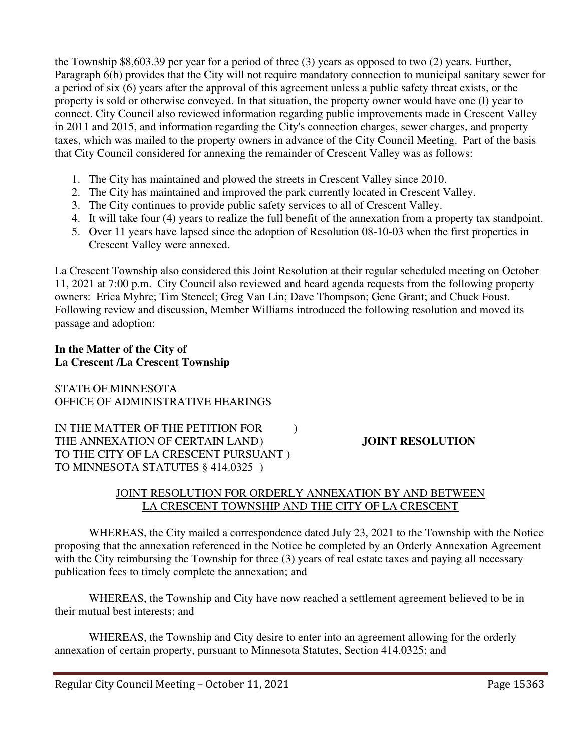the Township $8,603.39 per year for a period of three (3) years as opposed to two (2) years. Further, Paragraph 6(b) provides that the City will not require mandatory connection to municipal sanitary sewer for a period of six (6) years after the approval of this agreement unless a public safety threat exists, or the property is sold or otherwise conveyed. In that situation, the property owner would have one (l) year to connect. City Council also reviewed information regarding public improvements made in Crescent Valley in 2011 and 2015, and information regarding the City's connection charges, sewer charges, and property taxes, which was mailed to the property owners in advance of the City Council Meeting. Part of the basis that City Council considered for annexing the remainder of Crescent Valley was as follows:

1. The City has maintained and plowed the streets in Crescent Valley since 2010.
2. The City has maintained and improved the park currently located in Crescent Valley.
3. The City continues to provide public safety services to all of Crescent Valley.
4. It will take four (4) years to realize the full benefit of the annexation from a property tax standpoint.
5. Over 11 years have lapsed since the adoption of Resolution 08-10-03 when the first properties in Crescent Valley were annexed.

La Crescent Township also considered this Joint Resolution at their regular scheduled meeting on October 11, 2021 at 7:00 p.m. City Council also reviewed and heard agenda requests from the following property owners: Erica Myhre; Tim Stencel; Greg Van Lin; Dave Thompson; Gene Grant; and Chuck Foust. Following review and discussion, Member Williams introduced the following resolution and moved its passage and adoption:

**In the Matter of the City of**
**La Crescent /La Crescent Township**

STATE OF MINNESOTA
OFFICE OF ADMINISTRATIVE HEARINGS

IN THE MATTER OF THE PETITION FOR )
THE ANNEXATION OF CERTAIN LAND) **JOINT RESOLUTION**
TO THE CITY OF LA CRESCENT PURSUANT )
TO MINNESOTA STATUTES § 414.0325 )

JOINT RESOLUTION FOR ORDERLY ANNEXATION BY AND BETWEEN LA CRESCENT TOWNSHIP AND THE CITY OF LA CRESCENT

WHEREAS, the City mailed a correspondence dated July 23, 2021 to the Township with the Notice proposing that the annexation referenced in the Notice be completed by an Orderly Annexation Agreement with the City reimbursing the Township for three (3) years of real estate taxes and paying all necessary publication fees to timely complete the annexation; and

WHEREAS, the Township and City have now reached a settlement agreement believed to be in their mutual best interests; and

WHEREAS, the Township and City desire to enter into an agreement allowing for the orderly annexation of certain property, pursuant to Minnesota Statutes, Section 414.0325; and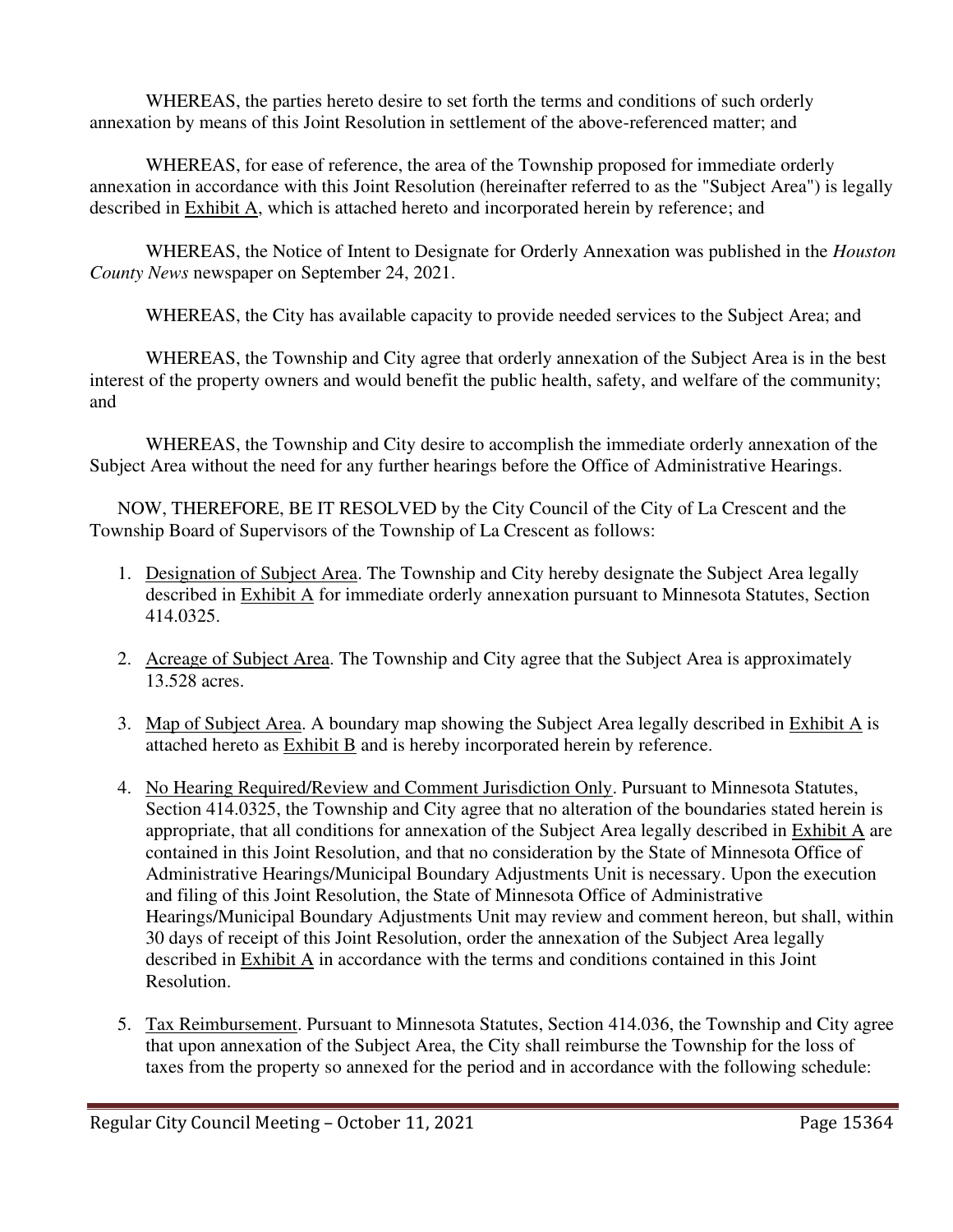WHEREAS, the parties hereto desire to set forth the terms and conditions of such orderly annexation by means of this Joint Resolution in settlement of the above-referenced matter; and

WHEREAS, for ease of reference, the area of the Township proposed for immediate orderly annexation in accordance with this Joint Resolution (hereinafter referred to as the "Subject Area") is legally described in Exhibit A, which is attached hereto and incorporated herein by reference; and

WHEREAS, the Notice of Intent to Designate for Orderly Annexation was published in the *Houston County News* newspaper on September 24, 2021.

WHEREAS, the City has available capacity to provide needed services to the Subject Area; and

WHEREAS, the Township and City agree that orderly annexation of the Subject Area is in the best interest of the property owners and would benefit the public health, safety, and welfare of the community; and

WHEREAS, the Township and City desire to accomplish the immediate orderly annexation of the Subject Area without the need for any further hearings before the Office of Administrative Hearings.

NOW, THEREFORE, BE IT RESOLVED by the City Council of the City of La Crescent and the Township Board of Supervisors of the Township of La Crescent as follows:

1. Designation of Subject Area. The Township and City hereby designate the Subject Area legally described in Exhibit A for immediate orderly annexation pursuant to Minnesota Statutes, Section 414.0325.

2. Acreage of Subject Area. The Township and City agree that the Subject Area is approximately 13.528 acres.

3. Map of Subject Area. A boundary map showing the Subject Area legally described in Exhibit A is attached hereto as Exhibit B and is hereby incorporated herein by reference.

4. No Hearing Required/Review and Comment Jurisdiction Only. Pursuant to Minnesota Statutes, Section 414.0325, the Township and City agree that no alteration of the boundaries stated herein is appropriate, that all conditions for annexation of the Subject Area legally described in Exhibit A are contained in this Joint Resolution, and that no consideration by the State of Minnesota Office of Administrative Hearings/Municipal Boundary Adjustments Unit is necessary. Upon the execution and filing of this Joint Resolution, the State of Minnesota Office of Administrative Hearings/Municipal Boundary Adjustments Unit may review and comment hereon, but shall, within 30 days of receipt of this Joint Resolution, order the annexation of the Subject Area legally described in Exhibit A in accordance with the terms and conditions contained in this Joint Resolution.

5. Tax Reimbursement. Pursuant to Minnesota Statutes, Section 414.036, the Township and City agree that upon annexation of the Subject Area, the City shall reimburse the Township for the loss of taxes from the property so annexed for the period and in accordance with the following schedule: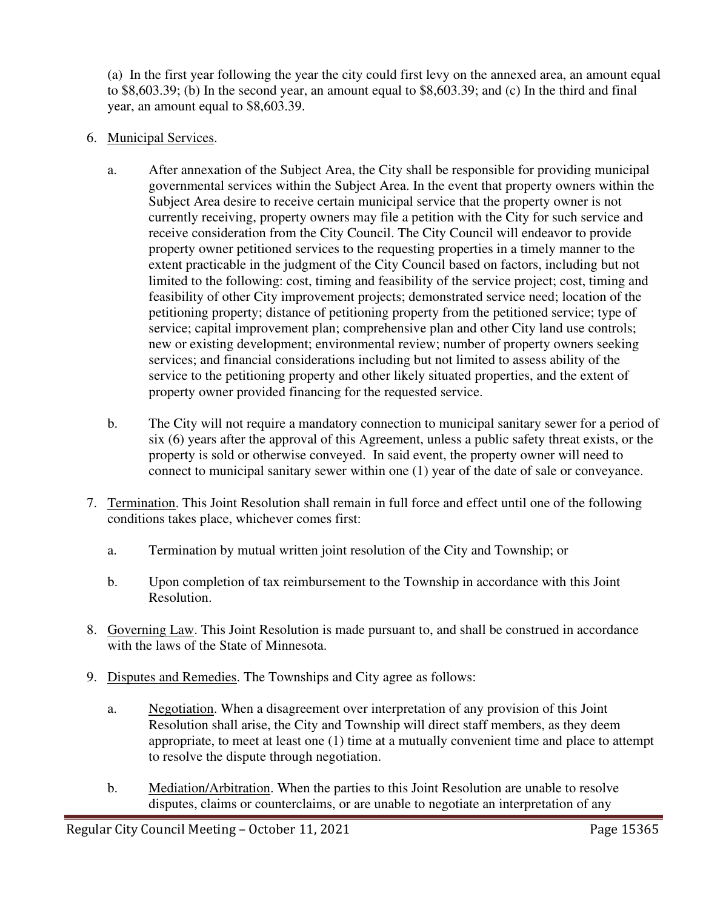(a) In the first year following the year the city could first levy on the annexed area, an amount equal to $8,603.39; (b) In the second year, an amount equal to $8,603.39; and (c) In the third and final year, an amount equal to $8,603.39.

6. Municipal Services.

   a. After annexation of the Subject Area, the City shall be responsible for providing municipal governmental services within the Subject Area. In the event that property owners within the Subject Area desire to receive certain municipal service that the property owner is not currently receiving, property owners may file a petition with the City for such service and receive consideration from the City Council. The City Council will endeavor to provide property owner petitioned services to the requesting properties in a timely manner to the extent practicable in the judgment of the City Council based on factors, including but not limited to the following: cost, timing and feasibility of the service project; cost, timing and feasibility of other City improvement projects; demonstrated service need; location of the petitioning property; distance of petitioning property from the petitioned service; type of service; capital improvement plan; comprehensive plan and other City land use controls; new or existing development; environmental review; number of property owners seeking services; and financial considerations including but not limited to assess ability of the service to the petitioning property and other likely situated properties, and the extent of property owner provided financing for the requested service.

   b. The City will not require a mandatory connection to municipal sanitary sewer for a period of six (6) years after the approval of this Agreement, unless a public safety threat exists, or the property is sold or otherwise conveyed. In said event, the property owner will need to connect to municipal sanitary sewer within one (1) year of the date of sale or conveyance.

7. Termination. This Joint Resolution shall remain in full force and effect until one of the following conditions takes place, whichever comes first:

   a. Termination by mutual written joint resolution of the City and Township; or

   b. Upon completion of tax reimbursement to the Township in accordance with this Joint Resolution.

8. Governing Law. This Joint Resolution is made pursuant to, and shall be construed in accordance with the laws of the State of Minnesota.

9. Disputes and Remedies. The Townships and City agree as follows:

   a. Negotiation. When a disagreement over interpretation of any provision of this Joint Resolution shall arise, the City and Township will direct staff members, as they deem appropriate, to meet at least one (1) time at a mutually convenient time and place to attempt to resolve the dispute through negotiation.

   b. Mediation/Arbitration. When the parties to this Joint Resolution are unable to resolve disputes, claims or counterclaims, or are unable to negotiate an interpretation of any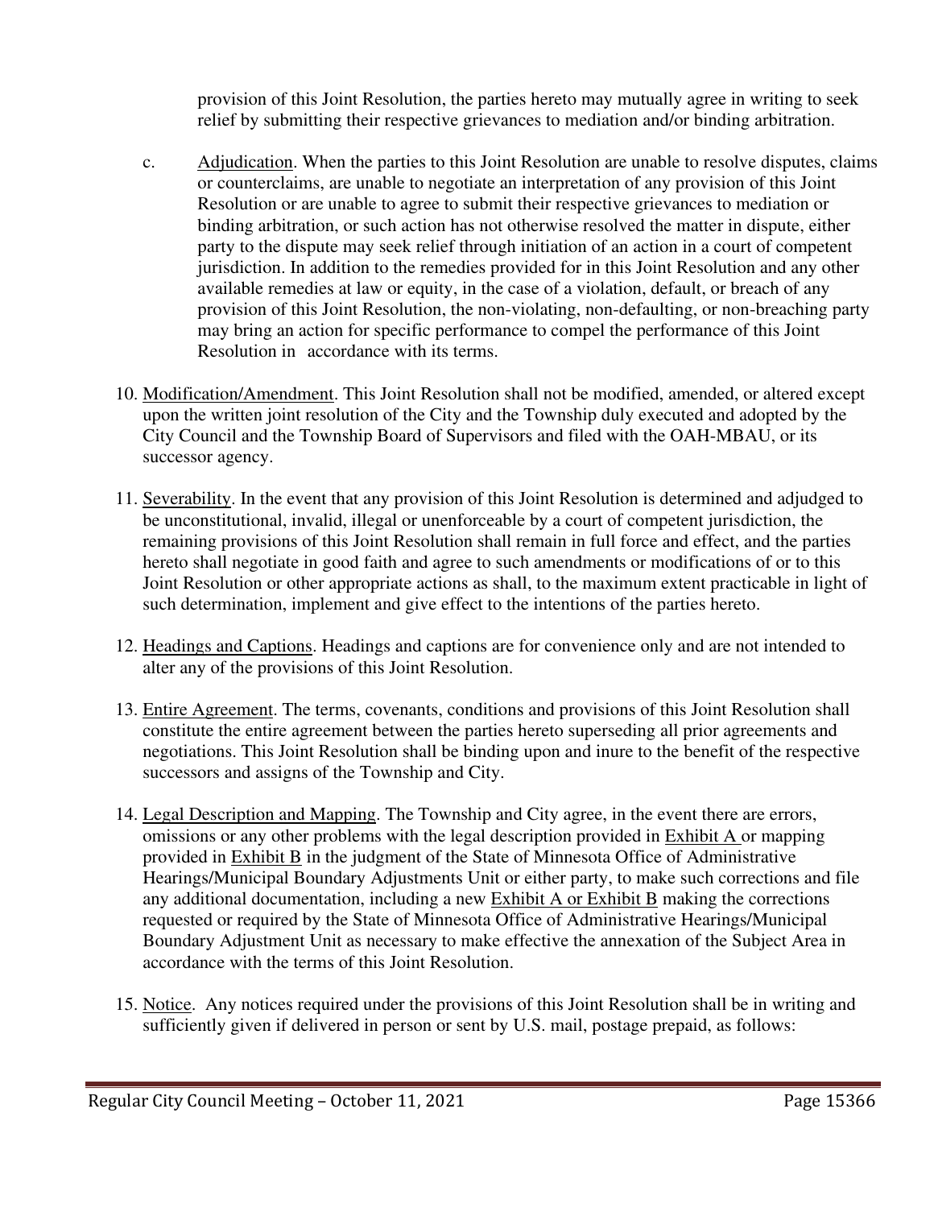provision of this Joint Resolution, the parties hereto may mutually agree in writing to seek relief by submitting their respective grievances to mediation and/or binding arbitration.

c. Adjudication. When the parties to this Joint Resolution are unable to resolve disputes, claims or counterclaims, are unable to negotiate an interpretation of any provision of this Joint Resolution or are unable to agree to submit their respective grievances to mediation or binding arbitration, or such action has not otherwise resolved the matter in dispute, either party to the dispute may seek relief through initiation of an action in a court of competent jurisdiction. In addition to the remedies provided for in this Joint Resolution and any other available remedies at law or equity, in the case of a violation, default, or breach of any provision of this Joint Resolution, the non-violating, non-defaulting, or non-breaching party may bring an action for specific performance to compel the performance of this Joint Resolution in accordance with its terms.

10. Modification/Amendment. This Joint Resolution shall not be modified, amended, or altered except upon the written joint resolution of the City and the Township duly executed and adopted by the City Council and the Township Board of Supervisors and filed with the OAH-MBAU, or its successor agency.

11. Severability. In the event that any provision of this Joint Resolution is determined and adjudged to be unconstitutional, invalid, illegal or unenforceable by a court of competent jurisdiction, the remaining provisions of this Joint Resolution shall remain in full force and effect, and the parties hereto shall negotiate in good faith and agree to such amendments or modifications of or to this Joint Resolution or other appropriate actions as shall, to the maximum extent practicable in light of such determination, implement and give effect to the intentions of the parties hereto.

12. Headings and Captions. Headings and captions are for convenience only and are not intended to alter any of the provisions of this Joint Resolution.

13. Entire Agreement. The terms, covenants, conditions and provisions of this Joint Resolution shall constitute the entire agreement between the parties hereto superseding all prior agreements and negotiations. This Joint Resolution shall be binding upon and inure to the benefit of the respective successors and assigns of the Township and City.

14. Legal Description and Mapping. The Township and City agree, in the event there are errors, omissions or any other problems with the legal description provided in Exhibit A or mapping provided in Exhibit B in the judgment of the State of Minnesota Office of Administrative Hearings/Municipal Boundary Adjustments Unit or either party, to make such corrections and file any additional documentation, including a new Exhibit A or Exhibit B making the corrections requested or required by the State of Minnesota Office of Administrative Hearings/Municipal Boundary Adjustment Unit as necessary to make effective the annexation of the Subject Area in accordance with the terms of this Joint Resolution.

15. Notice. Any notices required under the provisions of this Joint Resolution shall be in writing and sufficiently given if delivered in person or sent by U.S. mail, postage prepaid, as follows: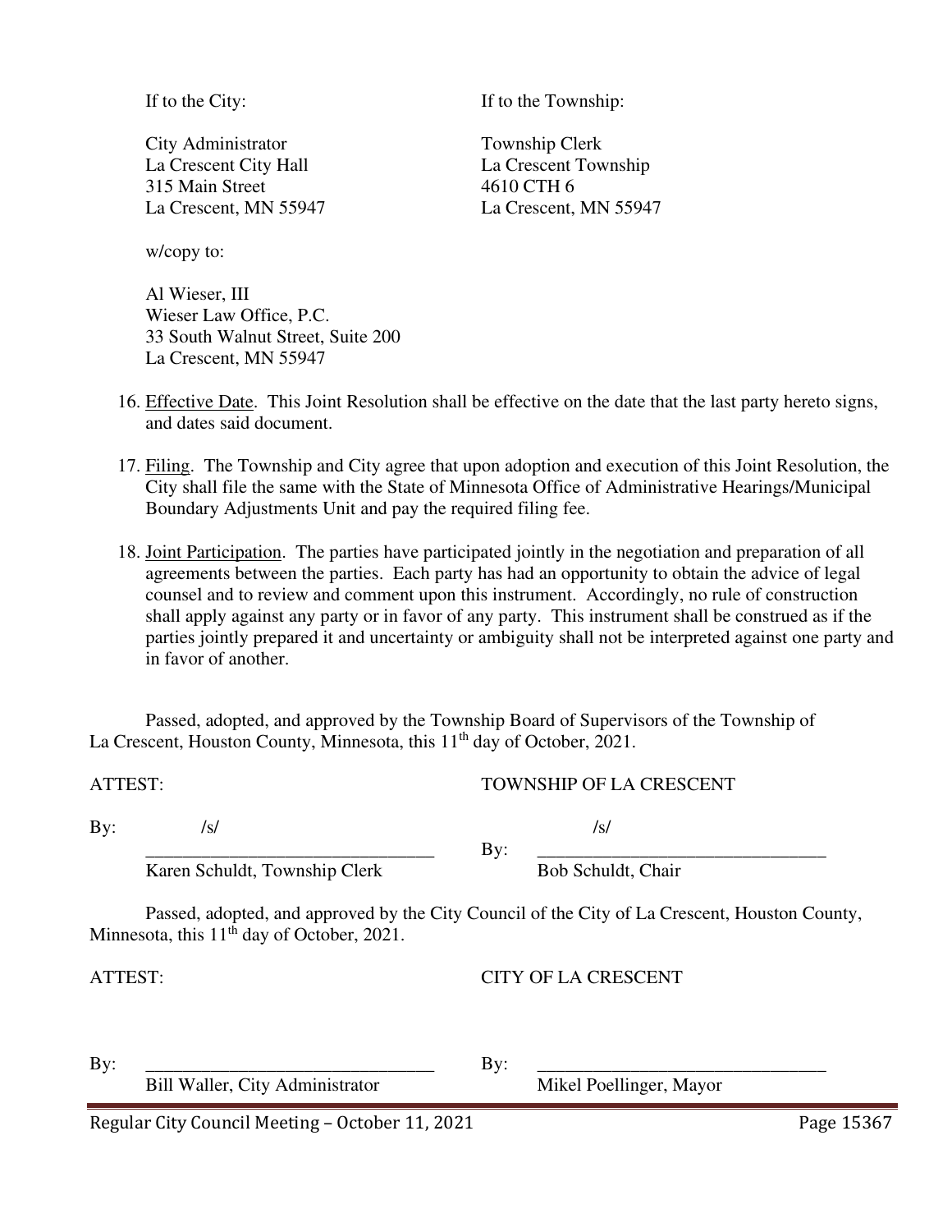If to the City:

City Administrator
La Crescent City Hall
315 Main Street
La Crescent, MN 55947

w/copy to:

Al Wieser, III
Wieser Law Office, P.C.
33 South Walnut Street, Suite 200
La Crescent, MN 55947

If to the Township:

Township Clerk
La Crescent Township
4610 CTH 6
La Crescent, MN 55947

16. Effective Date. This Joint Resolution shall be effective on the date that the last party hereto signs, and dates said document.

17. Filing. The Township and City agree that upon adoption and execution of this Joint Resolution, the City shall file the same with the State of Minnesota Office of Administrative Hearings/Municipal Boundary Adjustments Unit and pay the required filing fee.

18. Joint Participation. The parties have participated jointly in the negotiation and preparation of all agreements between the parties. Each party has had an opportunity to obtain the advice of legal counsel and to review and comment upon this instrument. Accordingly, no rule of construction shall apply against any party or in favor of any party. This instrument shall be construed as if the parties jointly prepared it and uncertainty or ambiguity shall not be interpreted against one party and in favor of another.

Passed, adopted, and approved by the Township Board of Supervisors of the Township of La Crescent, Houston County, Minnesota, this 11th day of October, 2021.

ATTEST: TOWNSHIP OF LA CRESCENT

By: /s/
Karen Schuldt, Township Clerk

By: /s/
Bob Schuldt, Chair

Passed, adopted, and approved by the City Council of the City of La Crescent, Houston County, Minnesota, this 11th day of October, 2021.

ATTEST: CITY OF LA CRESCENT

By: ________________________________
Bill Waller, City Administrator

By: ________________________________
Mikel Poellinger, Mayor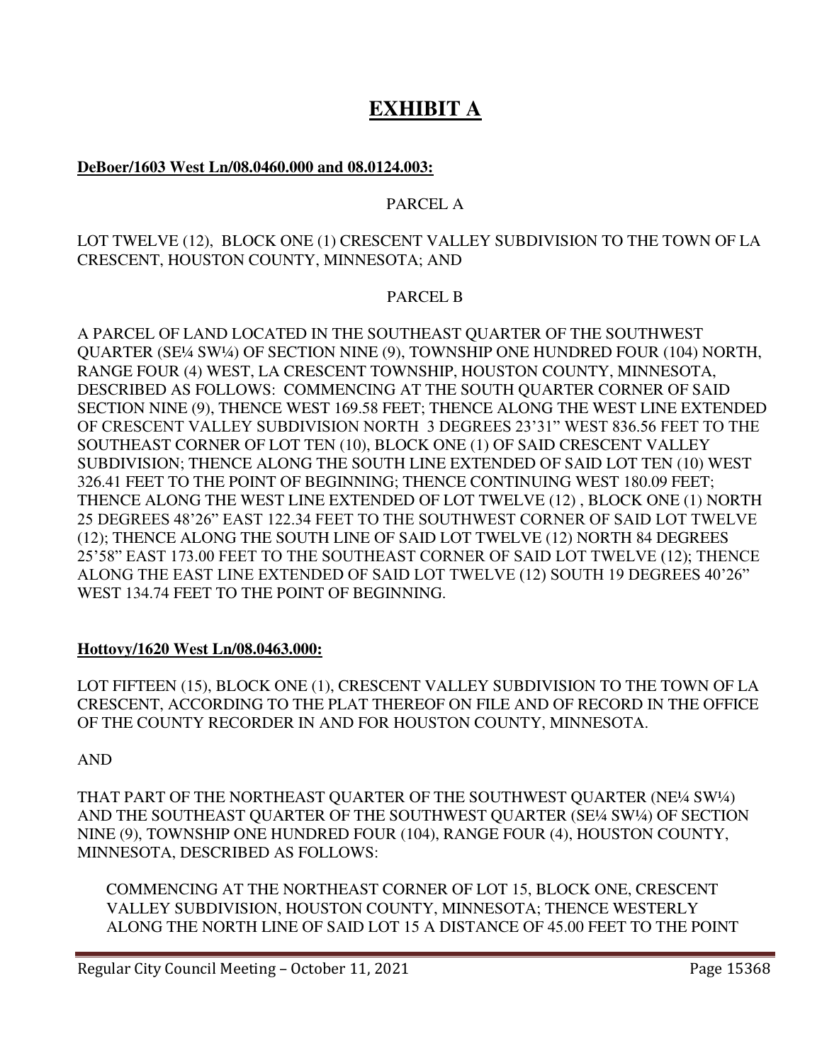# EXHIBIT A

**DeBoer/1603 West Ln/08.0460.000 and 08.0124.003:**

PARCEL A

LOT TWELVE (12), BLOCK ONE (1) CRESCENT VALLEY SUBDIVISION TO THE TOWN OF LA CRESCENT, HOUSTON COUNTY, MINNESOTA; AND

PARCEL B

A PARCEL OF LAND LOCATED IN THE SOUTHEAST QUARTER OF THE SOUTHWEST QUARTER (SE¼ SW¼) OF SECTION NINE (9), TOWNSHIP ONE HUNDRED FOUR (104) NORTH, RANGE FOUR (4) WEST, LA CRESCENT TOWNSHIP, HOUSTON COUNTY, MINNESOTA, DESCRIBED AS FOLLOWS: COMMENCING AT THE SOUTH QUARTER CORNER OF SAID SECTION NINE (9), THENCE WEST 169.58 FEET; THENCE ALONG THE WEST LINE EXTENDED OF CRESCENT VALLEY SUBDIVISION NORTH 3 DEGREES 23'31" WEST 836.56 FEET TO THE SOUTHEAST CORNER OF LOT TEN (10), BLOCK ONE (1) OF SAID CRESCENT VALLEY SUBDIVISION; THENCE ALONG THE SOUTH LINE EXTENDED OF SAID LOT TEN (10) WEST 326.41 FEET TO THE POINT OF BEGINNING; THENCE CONTINUING WEST 180.09 FEET; THENCE ALONG THE WEST LINE EXTENDED OF LOT TWELVE (12) , BLOCK ONE (1) NORTH 25 DEGREES 48'26" EAST 122.34 FEET TO THE SOUTHWEST CORNER OF SAID LOT TWELVE (12); THENCE ALONG THE SOUTH LINE OF SAID LOT TWELVE (12) NORTH 84 DEGREES 25'58" EAST 173.00 FEET TO THE SOUTHEAST CORNER OF SAID LOT TWELVE (12); THENCE ALONG THE EAST LINE EXTENDED OF SAID LOT TWELVE (12) SOUTH 19 DEGREES 40'26" WEST 134.74 FEET TO THE POINT OF BEGINNING.

**Hottovy/1620 West Ln/08.0463.000:**

LOT FIFTEEN (15), BLOCK ONE (1), CRESCENT VALLEY SUBDIVISION TO THE TOWN OF LA CRESCENT, ACCORDING TO THE PLAT THEREOF ON FILE AND OF RECORD IN THE OFFICE OF THE COUNTY RECORDER IN AND FOR HOUSTON COUNTY, MINNESOTA.

AND

THAT PART OF THE NORTHEAST QUARTER OF THE SOUTHWEST QUARTER (NE¼ SW¼) AND THE SOUTHEAST QUARTER OF THE SOUTHWEST QUARTER (SE¼ SW¼) OF SECTION NINE (9), TOWNSHIP ONE HUNDRED FOUR (104), RANGE FOUR (4), HOUSTON COUNTY, MINNESOTA, DESCRIBED AS FOLLOWS:

COMMENCING AT THE NORTHEAST CORNER OF LOT 15, BLOCK ONE, CRESCENT VALLEY SUBDIVISION, HOUSTON COUNTY, MINNESOTA; THENCE WESTERLY ALONG THE NORTH LINE OF SAID LOT 15 A DISTANCE OF 45.00 FEET TO THE POINT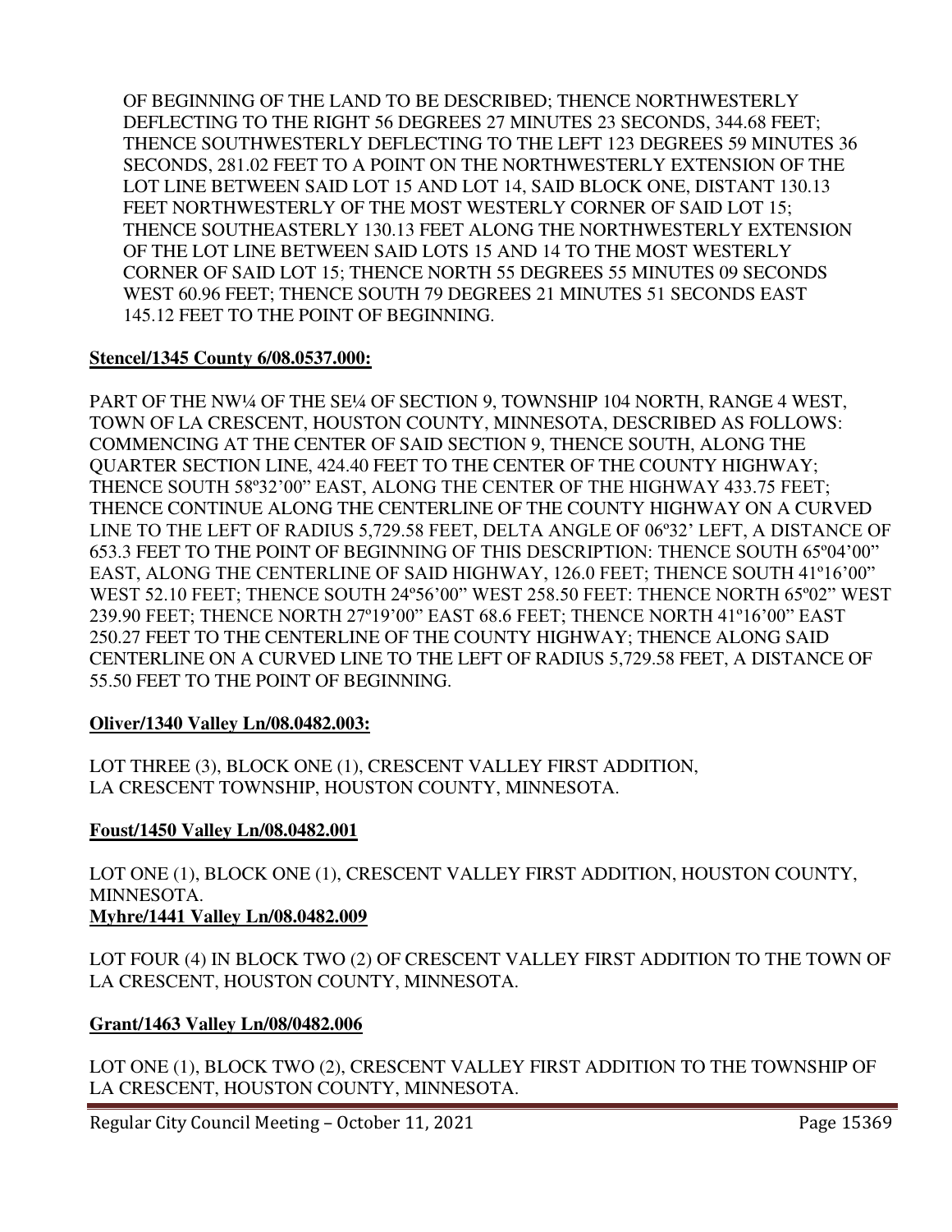OF BEGINNING OF THE LAND TO BE DESCRIBED; THENCE NORTHWESTERLY DEFLECTING TO THE RIGHT 56 DEGREES 27 MINUTES 23 SECONDS, 344.68 FEET; THENCE SOUTHWESTERLY DEFLECTING TO THE LEFT 123 DEGREES 59 MINUTES 36 SECONDS, 281.02 FEET TO A POINT ON THE NORTHWESTERLY EXTENSION OF THE LOT LINE BETWEEN SAID LOT 15 AND LOT 14, SAID BLOCK ONE, DISTANT 130.13 FEET NORTHWESTERLY OF THE MOST WESTERLY CORNER OF SAID LOT 15; THENCE SOUTHEASTERLY 130.13 FEET ALONG THE NORTHWESTERLY EXTENSION OF THE LOT LINE BETWEEN SAID LOTS 15 AND 14 TO THE MOST WESTERLY CORNER OF SAID LOT 15; THENCE NORTH 55 DEGREES 55 MINUTES 09 SECONDS WEST 60.96 FEET; THENCE SOUTH 79 DEGREES 21 MINUTES 51 SECONDS EAST 145.12 FEET TO THE POINT OF BEGINNING.

**Stencel/1345 County 6/08.0537.000:**

PART OF THE NW¼ OF THE SE¼ OF SECTION 9, TOWNSHIP 104 NORTH, RANGE 4 WEST, TOWN OF LA CRESCENT, HOUSTON COUNTY, MINNESOTA, DESCRIBED AS FOLLOWS: COMMENCING AT THE CENTER OF SAID SECTION 9, THENCE SOUTH, ALONG THE QUARTER SECTION LINE, 424.40 FEET TO THE CENTER OF THE COUNTY HIGHWAY; THENCE SOUTH 58º32'00" EAST, ALONG THE CENTER OF THE HIGHWAY 433.75 FEET; THENCE CONTINUE ALONG THE CENTERLINE OF THE COUNTY HIGHWAY ON A CURVED LINE TO THE LEFT OF RADIUS 5,729.58 FEET, DELTA ANGLE OF 06º32' LEFT, A DISTANCE OF 653.3 FEET TO THE POINT OF BEGINNING OF THIS DESCRIPTION: THENCE SOUTH 65º04'00" EAST, ALONG THE CENTERLINE OF SAID HIGHWAY, 126.0 FEET; THENCE SOUTH 41º16'00" WEST 52.10 FEET; THENCE SOUTH 24º56'00" WEST 258.50 FEET: THENCE NORTH 65º02" WEST 239.90 FEET; THENCE NORTH 27º19'00" EAST 68.6 FEET; THENCE NORTH 41º16'00" EAST 250.27 FEET TO THE CENTERLINE OF THE COUNTY HIGHWAY; THENCE ALONG SAID CENTERLINE ON A CURVED LINE TO THE LEFT OF RADIUS 5,729.58 FEET, A DISTANCE OF 55.50 FEET TO THE POINT OF BEGINNING.

**Oliver/1340 Valley Ln/08.0482.003:**

LOT THREE (3), BLOCK ONE (1), CRESCENT VALLEY FIRST ADDITION, LA CRESCENT TOWNSHIP, HOUSTON COUNTY, MINNESOTA.

**Foust/1450 Valley Ln/08.0482.001**

LOT ONE (1), BLOCK ONE (1), CRESCENT VALLEY FIRST ADDITION, HOUSTON COUNTY, MINNESOTA.

**Myhre/1441 Valley Ln/08.0482.009**

LOT FOUR (4) IN BLOCK TWO (2) OF CRESCENT VALLEY FIRST ADDITION TO THE TOWN OF LA CRESCENT, HOUSTON COUNTY, MINNESOTA.

**Grant/1463 Valley Ln/08/0482.006**

LOT ONE (1), BLOCK TWO (2), CRESCENT VALLEY FIRST ADDITION TO THE TOWNSHIP OF LA CRESCENT, HOUSTON COUNTY, MINNESOTA.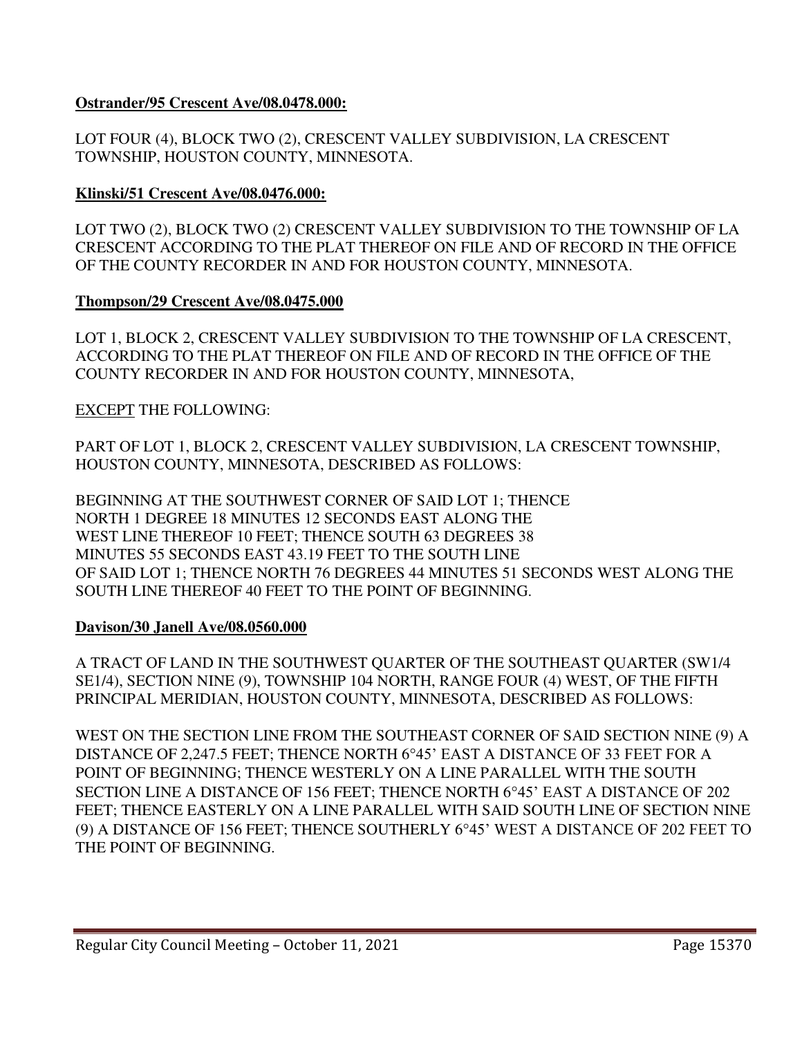**Ostrander/95 Crescent Ave/08.0478.000:**

LOT FOUR (4), BLOCK TWO (2), CRESCENT VALLEY SUBDIVISION, LA CRESCENT TOWNSHIP, HOUSTON COUNTY, MINNESOTA.

**Klinski/51 Crescent Ave/08.0476.000:**

LOT TWO (2), BLOCK TWO (2) CRESCENT VALLEY SUBDIVISION TO THE TOWNSHIP OF LA CRESCENT ACCORDING TO THE PLAT THEREOF ON FILE AND OF RECORD IN THE OFFICE OF THE COUNTY RECORDER IN AND FOR HOUSTON COUNTY, MINNESOTA.

**Thompson/29 Crescent Ave/08.0475.000**

LOT 1, BLOCK 2, CRESCENT VALLEY SUBDIVISION TO THE TOWNSHIP OF LA CRESCENT, ACCORDING TO THE PLAT THEREOF ON FILE AND OF RECORD IN THE OFFICE OF THE COUNTY RECORDER IN AND FOR HOUSTON COUNTY, MINNESOTA,

EXCEPT THE FOLLOWING:

PART OF LOT 1, BLOCK 2, CRESCENT VALLEY SUBDIVISION, LA CRESCENT TOWNSHIP, HOUSTON COUNTY, MINNESOTA, DESCRIBED AS FOLLOWS:

BEGINNING AT THE SOUTHWEST CORNER OF SAID LOT 1; THENCE NORTH 1 DEGREE 18 MINUTES 12 SECONDS EAST ALONG THE WEST LINE THEREOF 10 FEET; THENCE SOUTH 63 DEGREES 38 MINUTES 55 SECONDS EAST 43.19 FEET TO THE SOUTH LINE OF SAID LOT 1; THENCE NORTH 76 DEGREES 44 MINUTES 51 SECONDS WEST ALONG THE SOUTH LINE THEREOF 40 FEET TO THE POINT OF BEGINNING.

**Davison/30 Janell Ave/08.0560.000**

A TRACT OF LAND IN THE SOUTHWEST QUARTER OF THE SOUTHEAST QUARTER (SW1/4 SE1/4), SECTION NINE (9), TOWNSHIP 104 NORTH, RANGE FOUR (4) WEST, OF THE FIFTH PRINCIPAL MERIDIAN, HOUSTON COUNTY, MINNESOTA, DESCRIBED AS FOLLOWS:

WEST ON THE SECTION LINE FROM THE SOUTHEAST CORNER OF SAID SECTION NINE (9) A DISTANCE OF 2,247.5 FEET; THENCE NORTH 6°45' EAST A DISTANCE OF 33 FEET FOR A POINT OF BEGINNING; THENCE WESTERLY ON A LINE PARALLEL WITH THE SOUTH SECTION LINE A DISTANCE OF 156 FEET; THENCE NORTH 6°45' EAST A DISTANCE OF 202 FEET; THENCE EASTERLY ON A LINE PARALLEL WITH SAID SOUTH LINE OF SECTION NINE (9) A DISTANCE OF 156 FEET; THENCE SOUTHERLY 6°45' WEST A DISTANCE OF 202 FEET TO THE POINT OF BEGINNING.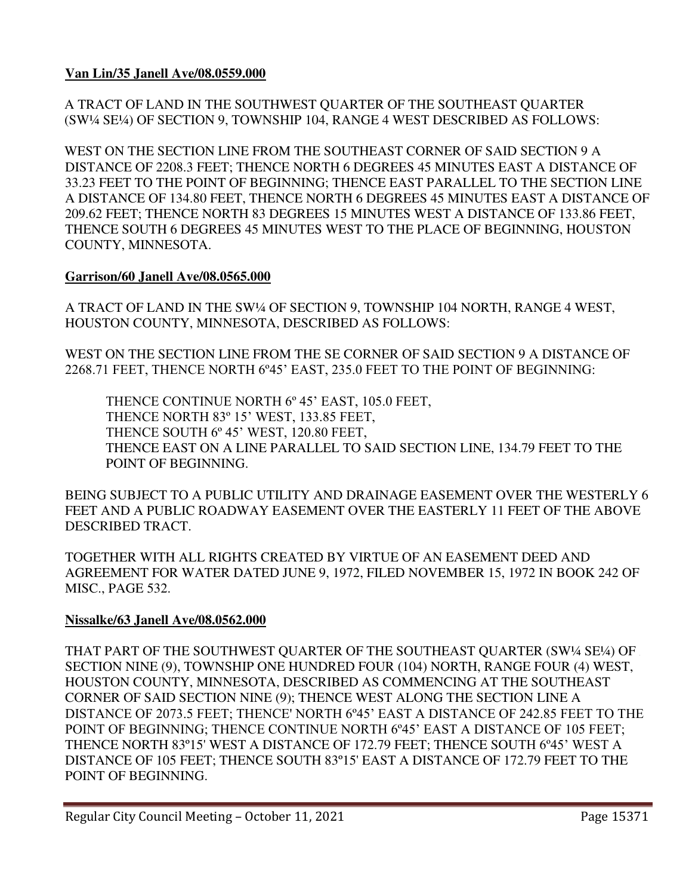**Van Lin/35 Janell Ave/08.0559.000**

A TRACT OF LAND IN THE SOUTHWEST QUARTER OF THE SOUTHEAST QUARTER (SW¼ SE¼) OF SECTION 9, TOWNSHIP 104, RANGE 4 WEST DESCRIBED AS FOLLOWS:

WEST ON THE SECTION LINE FROM THE SOUTHEAST CORNER OF SAID SECTION 9 A DISTANCE OF 2208.3 FEET; THENCE NORTH 6 DEGREES 45 MINUTES EAST A DISTANCE OF 33.23 FEET TO THE POINT OF BEGINNING; THENCE EAST PARALLEL TO THE SECTION LINE A DISTANCE OF 134.80 FEET, THENCE NORTH 6 DEGREES 45 MINUTES EAST A DISTANCE OF 209.62 FEET; THENCE NORTH 83 DEGREES 15 MINUTES WEST A DISTANCE OF 133.86 FEET, THENCE SOUTH 6 DEGREES 45 MINUTES WEST TO THE PLACE OF BEGINNING, HOUSTON COUNTY, MINNESOTA.

**Garrison/60 Janell Ave/08.0565.000**

A TRACT OF LAND IN THE SW¼ OF SECTION 9, TOWNSHIP 104 NORTH, RANGE 4 WEST, HOUSTON COUNTY, MINNESOTA, DESCRIBED AS FOLLOWS:

WEST ON THE SECTION LINE FROM THE SE CORNER OF SAID SECTION 9 A DISTANCE OF 2268.71 FEET, THENCE NORTH 6º45' EAST, 235.0 FEET TO THE POINT OF BEGINNING:

THENCE CONTINUE NORTH 6º 45' EAST, 105.0 FEET,
THENCE NORTH 83º 15' WEST, 133.85 FEET,
THENCE SOUTH 6º 45' WEST, 120.80 FEET,
THENCE EAST ON A LINE PARALLEL TO SAID SECTION LINE, 134.79 FEET TO THE POINT OF BEGINNING.

BEING SUBJECT TO A PUBLIC UTILITY AND DRAINAGE EASEMENT OVER THE WESTERLY 6 FEET AND A PUBLIC ROADWAY EASEMENT OVER THE EASTERLY 11 FEET OF THE ABOVE DESCRIBED TRACT.

TOGETHER WITH ALL RIGHTS CREATED BY VIRTUE OF AN EASEMENT DEED AND AGREEMENT FOR WATER DATED JUNE 9, 1972, FILED NOVEMBER 15, 1972 IN BOOK 242 OF MISC., PAGE 532.

**Nissalke/63 Janell Ave/08.0562.000**

THAT PART OF THE SOUTHWEST QUARTER OF THE SOUTHEAST QUARTER (SW¼ SE¼) OF SECTION NINE (9), TOWNSHIP ONE HUNDRED FOUR (104) NORTH, RANGE FOUR (4) WEST, HOUSTON COUNTY, MINNESOTA, DESCRIBED AS COMMENCING AT THE SOUTHEAST CORNER OF SAID SECTION NINE (9); THENCE WEST ALONG THE SECTION LINE A DISTANCE OF 2073.5 FEET; THENCE' NORTH 6º45' EAST A DISTANCE OF 242.85 FEET TO THE POINT OF BEGINNING; THENCE CONTINUE NORTH 6º45' EAST A DISTANCE OF 105 FEET; THENCE NORTH 83º15' WEST A DISTANCE OF 172.79 FEET; THENCE SOUTH 6º45' WEST A DISTANCE OF 105 FEET; THENCE SOUTH 83º15' EAST A DISTANCE OF 172.79 FEET TO THE POINT OF BEGINNING.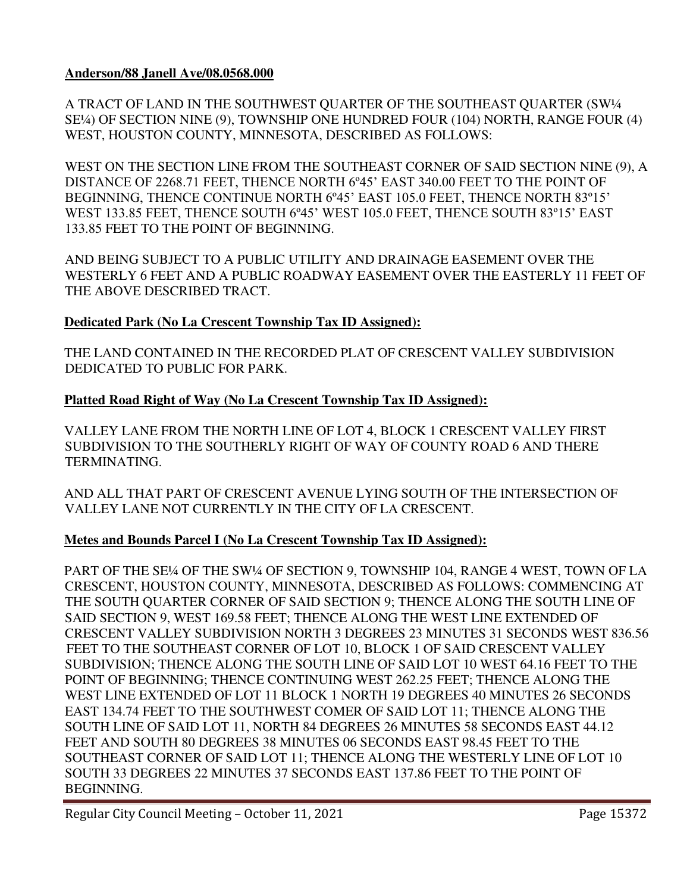**Anderson/88 Janell Ave/08.0568.000**

A TRACT OF LAND IN THE SOUTHWEST QUARTER OF THE SOUTHEAST QUARTER (SW¼ SE¼) OF SECTION NINE (9), TOWNSHIP ONE HUNDRED FOUR (104) NORTH, RANGE FOUR (4) WEST, HOUSTON COUNTY, MINNESOTA, DESCRIBED AS FOLLOWS:

WEST ON THE SECTION LINE FROM THE SOUTHEAST CORNER OF SAID SECTION NINE (9), A DISTANCE OF 2268.71 FEET, THENCE NORTH 6º45' EAST 340.00 FEET TO THE POINT OF BEGINNING, THENCE CONTINUE NORTH 6º45' EAST 105.0 FEET, THENCE NORTH 83º15' WEST 133.85 FEET, THENCE SOUTH 6º45' WEST 105.0 FEET, THENCE SOUTH 83º15' EAST 133.85 FEET TO THE POINT OF BEGINNING.

AND BEING SUBJECT TO A PUBLIC UTILITY AND DRAINAGE EASEMENT OVER THE WESTERLY 6 FEET AND A PUBLIC ROADWAY EASEMENT OVER THE EASTERLY 11 FEET OF THE ABOVE DESCRIBED TRACT.

**Dedicated Park (No La Crescent Township Tax ID Assigned):**

THE LAND CONTAINED IN THE RECORDED PLAT OF CRESCENT VALLEY SUBDIVISION DEDICATED TO PUBLIC FOR PARK.

**Platted Road Right of Way (No La Crescent Township Tax ID Assigned):**

VALLEY LANE FROM THE NORTH LINE OF LOT 4, BLOCK 1 CRESCENT VALLEY FIRST SUBDIVISION TO THE SOUTHERLY RIGHT OF WAY OF COUNTY ROAD 6 AND THERE TERMINATING.

AND ALL THAT PART OF CRESCENT AVENUE LYING SOUTH OF THE INTERSECTION OF VALLEY LANE NOT CURRENTLY IN THE CITY OF LA CRESCENT.

**Metes and Bounds Parcel I (No La Crescent Township Tax ID Assigned):**

PART OF THE SE¼ OF THE SW¼ OF SECTION 9, TOWNSHIP 104, RANGE 4 WEST, TOWN OF LA CRESCENT, HOUSTON COUNTY, MINNESOTA, DESCRIBED AS FOLLOWS: COMMENCING AT THE SOUTH QUARTER CORNER OF SAID SECTION 9; THENCE ALONG THE SOUTH LINE OF SAID SECTION 9, WEST 169.58 FEET; THENCE ALONG THE WEST LINE EXTENDED OF CRESCENT VALLEY SUBDIVISION NORTH 3 DEGREES 23 MINUTES 31 SECONDS WEST 836.56 FEET TO THE SOUTHEAST CORNER OF LOT 10, BLOCK 1 OF SAID CRESCENT VALLEY SUBDIVISION; THENCE ALONG THE SOUTH LINE OF SAID LOT 10 WEST 64.16 FEET TO THE POINT OF BEGINNING; THENCE CONTINUING WEST 262.25 FEET; THENCE ALONG THE WEST LINE EXTENDED OF LOT 11 BLOCK 1 NORTH 19 DEGREES 40 MINUTES 26 SECONDS EAST 134.74 FEET TO THE SOUTHWEST COMER OF SAID LOT 11; THENCE ALONG THE SOUTH LINE OF SAID LOT 11, NORTH 84 DEGREES 26 MINUTES 58 SECONDS EAST 44.12 FEET AND SOUTH 80 DEGREES 38 MINUTES 06 SECONDS EAST 98.45 FEET TO THE SOUTHEAST CORNER OF SAID LOT 11; THENCE ALONG THE WESTERLY LINE OF LOT 10 SOUTH 33 DEGREES 22 MINUTES 37 SECONDS EAST 137.86 FEET TO THE POINT OF BEGINNING.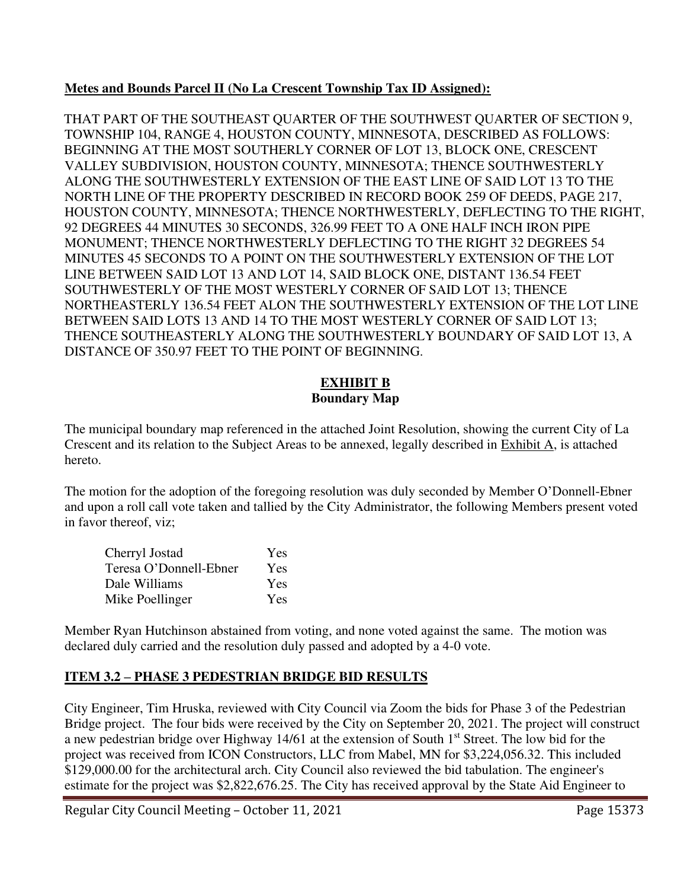**Metes and Bounds Parcel II (No La Crescent Township Tax ID Assigned):**

THAT PART OF THE SOUTHEAST QUARTER OF THE SOUTHWEST QUARTER OF SECTION 9, TOWNSHIP 104, RANGE 4, HOUSTON COUNTY, MINNESOTA, DESCRIBED AS FOLLOWS: BEGINNING AT THE MOST SOUTHERLY CORNER OF LOT 13, BLOCK ONE, CRESCENT VALLEY SUBDIVISION, HOUSTON COUNTY, MINNESOTA; THENCE SOUTHWESTERLY ALONG THE SOUTHWESTERLY EXTENSION OF THE EAST LINE OF SAID LOT 13 TO THE NORTH LINE OF THE PROPERTY DESCRIBED IN RECORD BOOK 259 OF DEEDS, PAGE 217, HOUSTON COUNTY, MINNESOTA; THENCE NORTHWESTERLY, DEFLECTING TO THE RIGHT, 92 DEGREES 44 MINUTES 30 SECONDS, 326.99 FEET TO A ONE HALF INCH IRON PIPE MONUMENT; THENCE NORTHWESTERLY DEFLECTING TO THE RIGHT 32 DEGREES 54 MINUTES 45 SECONDS TO A POINT ON THE SOUTHWESTERLY EXTENSION OF THE LOT LINE BETWEEN SAID LOT 13 AND LOT 14, SAID BLOCK ONE, DISTANT 136.54 FEET SOUTHWESTERLY OF THE MOST WESTERLY CORNER OF SAID LOT 13; THENCE NORTHEASTERLY 136.54 FEET ALON THE SOUTHWESTERLY EXTENSION OF THE LOT LINE BETWEEN SAID LOTS 13 AND 14 TO THE MOST WESTERLY CORNER OF SAID LOT 13; THENCE SOUTHEASTERLY ALONG THE SOUTHWESTERLY BOUNDARY OF SAID LOT 13, A DISTANCE OF 350.97 FEET TO THE POINT OF BEGINNING.

## EXHIBIT B
**Boundary Map**

The municipal boundary map referenced in the attached Joint Resolution, showing the current City of La Crescent and its relation to the Subject Areas to be annexed, legally described in Exhibit A, is attached hereto.

The motion for the adoption of the foregoing resolution was duly seconded by Member O'Donnell-Ebner and upon a roll call vote taken and tallied by the City Administrator, the following Members present voted in favor thereof, viz;

| | |
|---|---|
| Cherryl Jostad | Yes |
| Teresa O'Donnell-Ebner | Yes |
| Dale Williams | Yes |
| Mike Poellinger | Yes |

Member Ryan Hutchinson abstained from voting, and none voted against the same. The motion was declared duly carried and the resolution duly passed and adopted by a 4-0 vote.

## ITEM 3.2 – PHASE 3 PEDESTRIAN BRIDGE BID RESULTS

City Engineer, Tim Hruska, reviewed with City Council via Zoom the bids for Phase 3 of the Pedestrian Bridge project. The four bids were received by the City on September 20, 2021. The project will construct a new pedestrian bridge over Highway 14/61 at the extension of South 1st Street. The low bid for the project was received from ICON Constructors, LLC from Mabel, MN for $3,224,056.32. This included $129,000.00 for the architectural arch. City Council also reviewed the bid tabulation. The engineer's estimate for the project was $2,822,676.25. The City has received approval by the State Aid Engineer to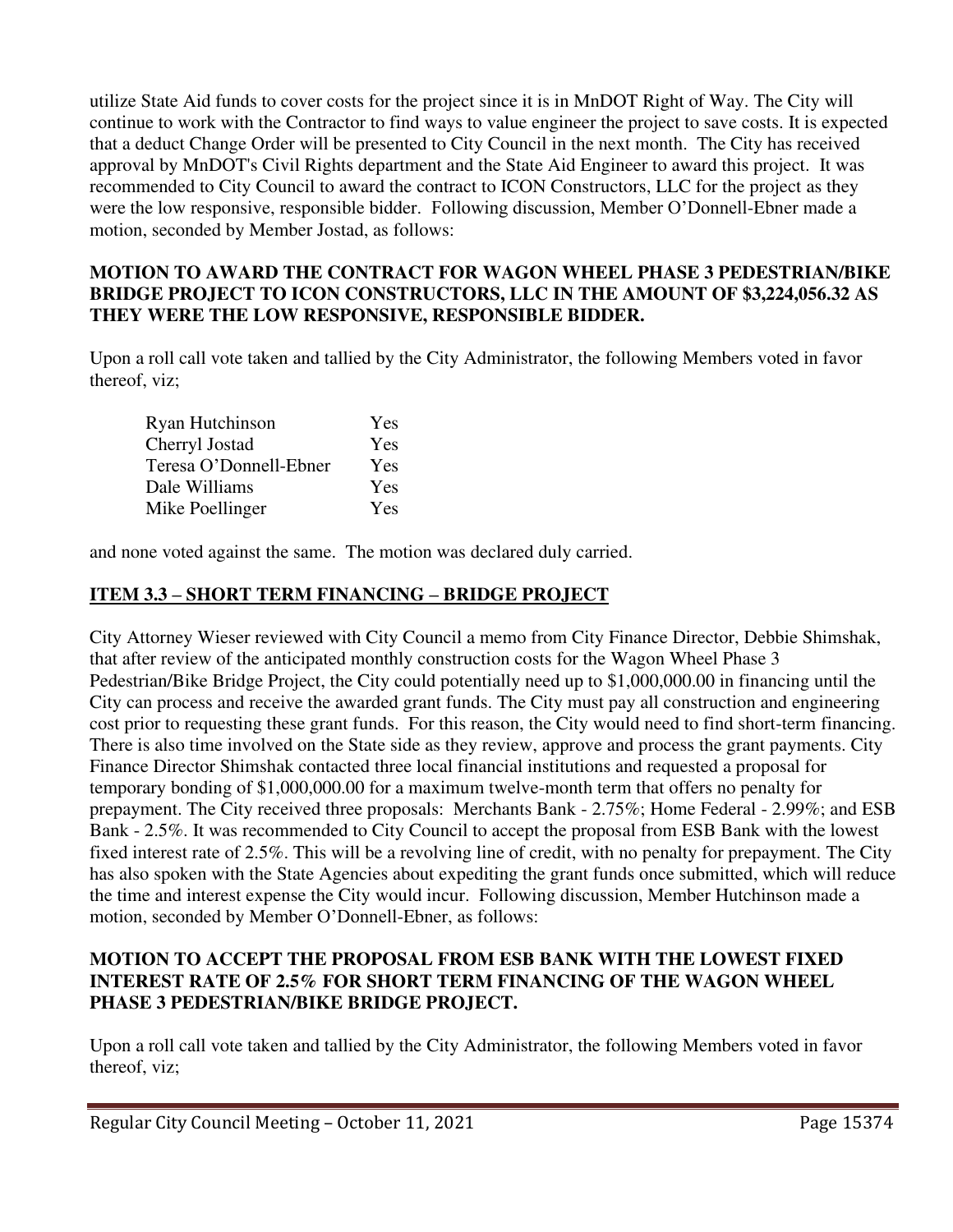utilize State Aid funds to cover costs for the project since it is in MnDOT Right of Way. The City will continue to work with the Contractor to find ways to value engineer the project to save costs. It is expected that a deduct Change Order will be presented to City Council in the next month. The City has received approval by MnDOT's Civil Rights department and the State Aid Engineer to award this project. It was recommended to City Council to award the contract to ICON Constructors, LLC for the project as they were the low responsive, responsible bidder. Following discussion, Member O'Donnell-Ebner made a motion, seconded by Member Jostad, as follows:

**MOTION TO AWARD THE CONTRACT FOR WAGON WHEEL PHASE 3 PEDESTRIAN/BIKE BRIDGE PROJECT TO ICON CONSTRUCTORS, LLC IN THE AMOUNT OF $3,224,056.32 AS THEY WERE THE LOW RESPONSIVE, RESPONSIBLE BIDDER.**

Upon a roll call vote taken and tallied by the City Administrator, the following Members voted in favor thereof, viz;

| | |
|---|---|
| Ryan Hutchinson | Yes |
| Cherryl Jostad | Yes |
| Teresa O'Donnell-Ebner | Yes |
| Dale Williams | Yes |
| Mike Poellinger | Yes |

and none voted against the same. The motion was declared duly carried.

## ITEM 3.3 – SHORT TERM FINANCING – BRIDGE PROJECT

City Attorney Wieser reviewed with City Council a memo from City Finance Director, Debbie Shimshak, that after review of the anticipated monthly construction costs for the Wagon Wheel Phase 3 Pedestrian/Bike Bridge Project, the City could potentially need up to $1,000,000.00 in financing until the City can process and receive the awarded grant funds. The City must pay all construction and engineering cost prior to requesting these grant funds. For this reason, the City would need to find short-term financing. There is also time involved on the State side as they review, approve and process the grant payments. City Finance Director Shimshak contacted three local financial institutions and requested a proposal for temporary bonding of $1,000,000.00 for a maximum twelve-month term that offers no penalty for prepayment. The City received three proposals: Merchants Bank - 2.75%; Home Federal - 2.99%; and ESB Bank - 2.5%. It was recommended to City Council to accept the proposal from ESB Bank with the lowest fixed interest rate of 2.5%. This will be a revolving line of credit, with no penalty for prepayment. The City has also spoken with the State Agencies about expediting the grant funds once submitted, which will reduce the time and interest expense the City would incur. Following discussion, Member Hutchinson made a motion, seconded by Member O'Donnell-Ebner, as follows:

**MOTION TO ACCEPT THE PROPOSAL FROM ESB BANK WITH THE LOWEST FIXED INTEREST RATE OF 2.5% FOR SHORT TERM FINANCING OF THE WAGON WHEEL PHASE 3 PEDESTRIAN/BIKE BRIDGE PROJECT.**

Upon a roll call vote taken and tallied by the City Administrator, the following Members voted in favor thereof, viz;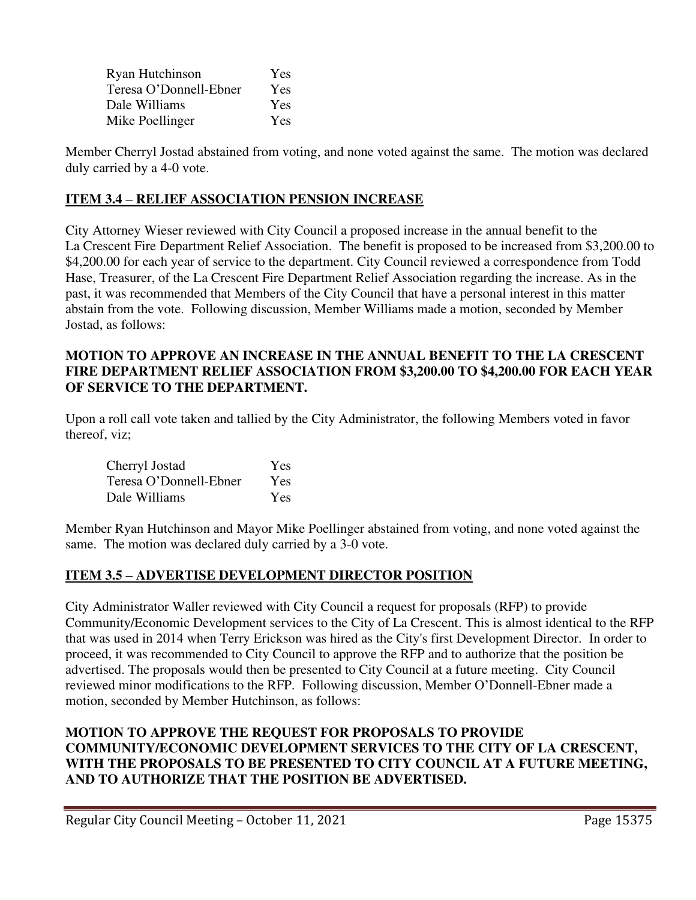| | |
|---|---|
| Ryan Hutchinson | Yes |
| Teresa O'Donnell-Ebner | Yes |
| Dale Williams | Yes |
| Mike Poellinger | Yes |

Member Cherryl Jostad abstained from voting, and none voted against the same. The motion was declared duly carried by a 4-0 vote.

## **ITEM 3.4 – RELIEF ASSOCIATION PENSION INCREASE**

City Attorney Wieser reviewed with City Council a proposed increase in the annual benefit to the La Crescent Fire Department Relief Association. The benefit is proposed to be increased from $3,200.00 to $4,200.00 for each year of service to the department. City Council reviewed a correspondence from Todd Hase, Treasurer, of the La Crescent Fire Department Relief Association regarding the increase. As in the past, it was recommended that Members of the City Council that have a personal interest in this matter abstain from the vote. Following discussion, Member Williams made a motion, seconded by Member Jostad, as follows:

**MOTION TO APPROVE AN INCREASE IN THE ANNUAL BENEFIT TO THE LA CRESCENT FIRE DEPARTMENT RELIEF ASSOCIATION FROM $3,200.00 TO $4,200.00 FOR EACH YEAR OF SERVICE TO THE DEPARTMENT.**

Upon a roll call vote taken and tallied by the City Administrator, the following Members voted in favor thereof, viz;

| | |
|---|---|
| Cherryl Jostad | Yes |
| Teresa O'Donnell-Ebner | Yes |
| Dale Williams | Yes |

Member Ryan Hutchinson and Mayor Mike Poellinger abstained from voting, and none voted against the same. The motion was declared duly carried by a 3-0 vote.

## **ITEM 3.5 – ADVERTISE DEVELOPMENT DIRECTOR POSITION**

City Administrator Waller reviewed with City Council a request for proposals (RFP) to provide Community/Economic Development services to the City of La Crescent. This is almost identical to the RFP that was used in 2014 when Terry Erickson was hired as the City's first Development Director. In order to proceed, it was recommended to City Council to approve the RFP and to authorize that the position be advertised. The proposals would then be presented to City Council at a future meeting. City Council reviewed minor modifications to the RFP. Following discussion, Member O'Donnell-Ebner made a motion, seconded by Member Hutchinson, as follows:

**MOTION TO APPROVE THE REQUEST FOR PROPOSALS TO PROVIDE COMMUNITY/ECONOMIC DEVELOPMENT SERVICES TO THE CITY OF LA CRESCENT, WITH THE PROPOSALS TO BE PRESENTED TO CITY COUNCIL AT A FUTURE MEETING, AND TO AUTHORIZE THAT THE POSITION BE ADVERTISED.**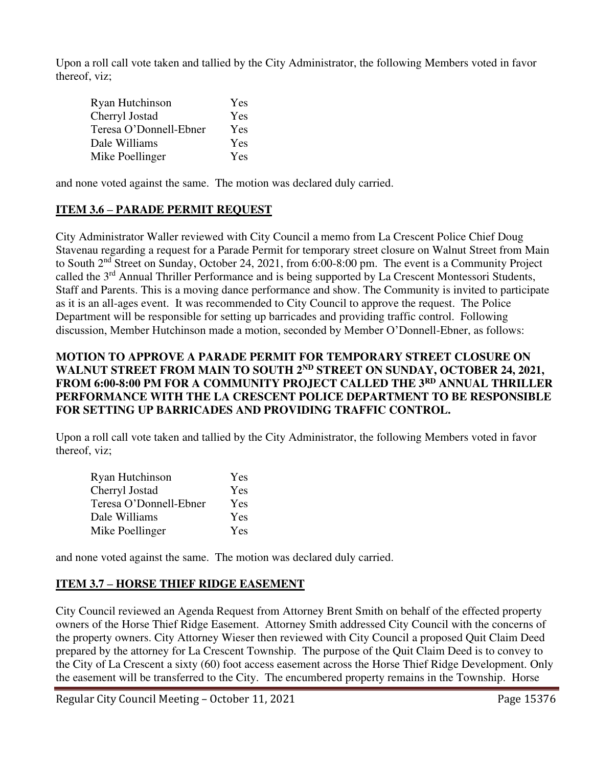Upon a roll call vote taken and tallied by the City Administrator, the following Members voted in favor thereof, viz;

| | |
|---|---|
| Ryan Hutchinson | Yes |
| Cherryl Jostad | Yes |
| Teresa O'Donnell-Ebner | Yes |
| Dale Williams | Yes |
| Mike Poellinger | Yes |

and none voted against the same. The motion was declared duly carried.

## ITEM 3.6 – PARADE PERMIT REQUEST

City Administrator Waller reviewed with City Council a memo from La Crescent Police Chief Doug Stavenau regarding a request for a Parade Permit for temporary street closure on Walnut Street from Main to South 2nd Street on Sunday, October 24, 2021, from 6:00-8:00 pm. The event is a Community Project called the 3rd Annual Thriller Performance and is being supported by La Crescent Montessori Students, Staff and Parents. This is a moving dance performance and show. The Community is invited to participate as it is an all-ages event. It was recommended to City Council to approve the request. The Police Department will be responsible for setting up barricades and providing traffic control. Following discussion, Member Hutchinson made a motion, seconded by Member O'Donnell-Ebner, as follows:

**MOTION TO APPROVE A PARADE PERMIT FOR TEMPORARY STREET CLOSURE ON WALNUT STREET FROM MAIN TO SOUTH 2ND STREET ON SUNDAY, OCTOBER 24, 2021, FROM 6:00-8:00 PM FOR A COMMUNITY PROJECT CALLED THE 3RD ANNUAL THRILLER PERFORMANCE WITH THE LA CRESCENT POLICE DEPARTMENT TO BE RESPONSIBLE FOR SETTING UP BARRICADES AND PROVIDING TRAFFIC CONTROL.**

Upon a roll call vote taken and tallied by the City Administrator, the following Members voted in favor thereof, viz;

| | |
|---|---|
| Ryan Hutchinson | Yes |
| Cherryl Jostad | Yes |
| Teresa O'Donnell-Ebner | Yes |
| Dale Williams | Yes |
| Mike Poellinger | Yes |

and none voted against the same. The motion was declared duly carried.

## ITEM 3.7 – HORSE THIEF RIDGE EASEMENT

City Council reviewed an Agenda Request from Attorney Brent Smith on behalf of the effected property owners of the Horse Thief Ridge Easement. Attorney Smith addressed City Council with the concerns of the property owners. City Attorney Wieser then reviewed with City Council a proposed Quit Claim Deed prepared by the attorney for La Crescent Township. The purpose of the Quit Claim Deed is to convey to the City of La Crescent a sixty (60) foot access easement across the Horse Thief Ridge Development. Only the easement will be transferred to the City. The encumbered property remains in the Township. Horse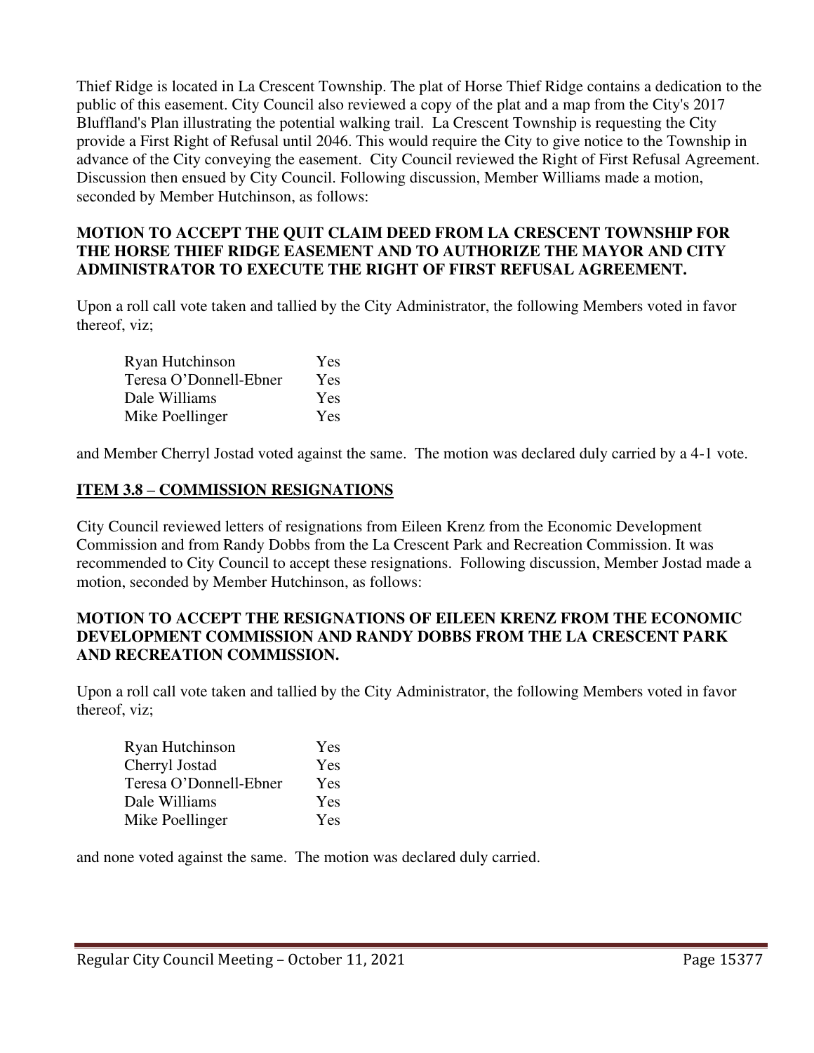Thief Ridge is located in La Crescent Township. The plat of Horse Thief Ridge contains a dedication to the public of this easement. City Council also reviewed a copy of the plat and a map from the City's 2017 Bluffland's Plan illustrating the potential walking trail. La Crescent Township is requesting the City provide a First Right of Refusal until 2046. This would require the City to give notice to the Township in advance of the City conveying the easement. City Council reviewed the Right of First Refusal Agreement. Discussion then ensued by City Council. Following discussion, Member Williams made a motion, seconded by Member Hutchinson, as follows:

**MOTION TO ACCEPT THE QUIT CLAIM DEED FROM LA CRESCENT TOWNSHIP FOR THE HORSE THIEF RIDGE EASEMENT AND TO AUTHORIZE THE MAYOR AND CITY ADMINISTRATOR TO EXECUTE THE RIGHT OF FIRST REFUSAL AGREEMENT.**

Upon a roll call vote taken and tallied by the City Administrator, the following Members voted in favor thereof, viz;

| | |
|---|---|
| Ryan Hutchinson | Yes |
| Teresa O'Donnell-Ebner | Yes |
| Dale Williams | Yes |
| Mike Poellinger | Yes |

and Member Cherryl Jostad voted against the same. The motion was declared duly carried by a 4-1 vote.

## ITEM 3.8 – COMMISSION RESIGNATIONS

City Council reviewed letters of resignations from Eileen Krenz from the Economic Development Commission and from Randy Dobbs from the La Crescent Park and Recreation Commission. It was recommended to City Council to accept these resignations. Following discussion, Member Jostad made a motion, seconded by Member Hutchinson, as follows:

**MOTION TO ACCEPT THE RESIGNATIONS OF EILEEN KRENZ FROM THE ECONOMIC DEVELOPMENT COMMISSION AND RANDY DOBBS FROM THE LA CRESCENT PARK AND RECREATION COMMISSION.**

Upon a roll call vote taken and tallied by the City Administrator, the following Members voted in favor thereof, viz;

| | |
|---|---|
| Ryan Hutchinson | Yes |
| Cherryl Jostad | Yes |
| Teresa O'Donnell-Ebner | Yes |
| Dale Williams | Yes |
| Mike Poellinger | Yes |

and none voted against the same. The motion was declared duly carried.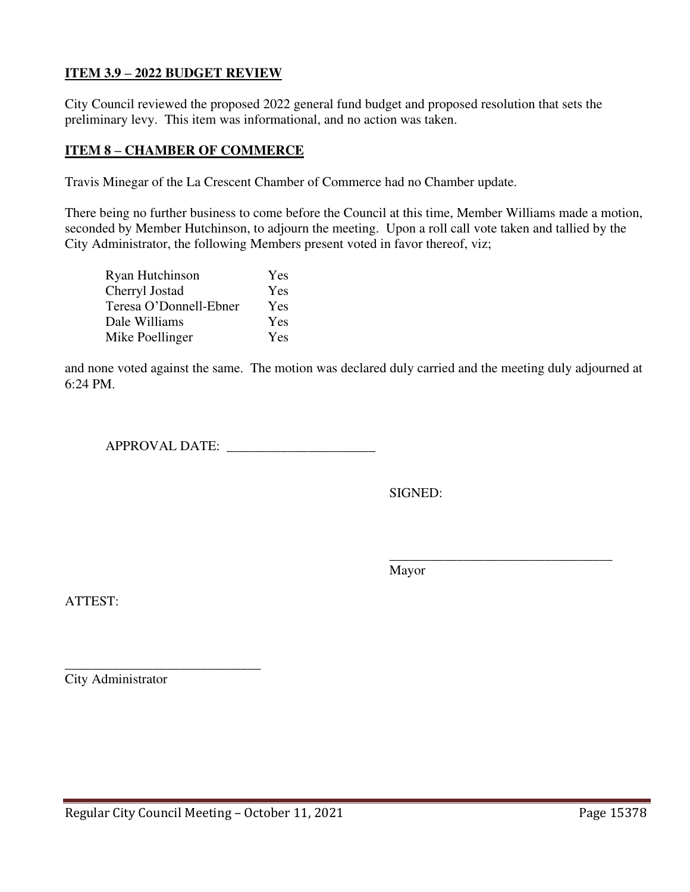**ITEM 3.9 – 2022 BUDGET REVIEW**

City Council reviewed the proposed 2022 general fund budget and proposed resolution that sets the preliminary levy. This item was informational, and no action was taken.

**ITEM 8 – CHAMBER OF COMMERCE**

Travis Minegar of the La Crescent Chamber of Commerce had no Chamber update.

There being no further business to come before the Council at this time, Member Williams made a motion, seconded by Member Hutchinson, to adjourn the meeting. Upon a roll call vote taken and tallied by the City Administrator, the following Members present voted in favor thereof, viz;

| | |
|---|---|
| Ryan Hutchinson | Yes |
| Cherryl Jostad | Yes |
| Teresa O'Donnell-Ebner | Yes |
| Dale Williams | Yes |
| Mike Poellinger | Yes |

and none voted against the same. The motion was declared duly carried and the meeting duly adjourned at 6:24 PM.

APPROVAL DATE: ______________________

SIGNED:

__________________________________
Mayor

ATTEST:

______________________________
City Administrator